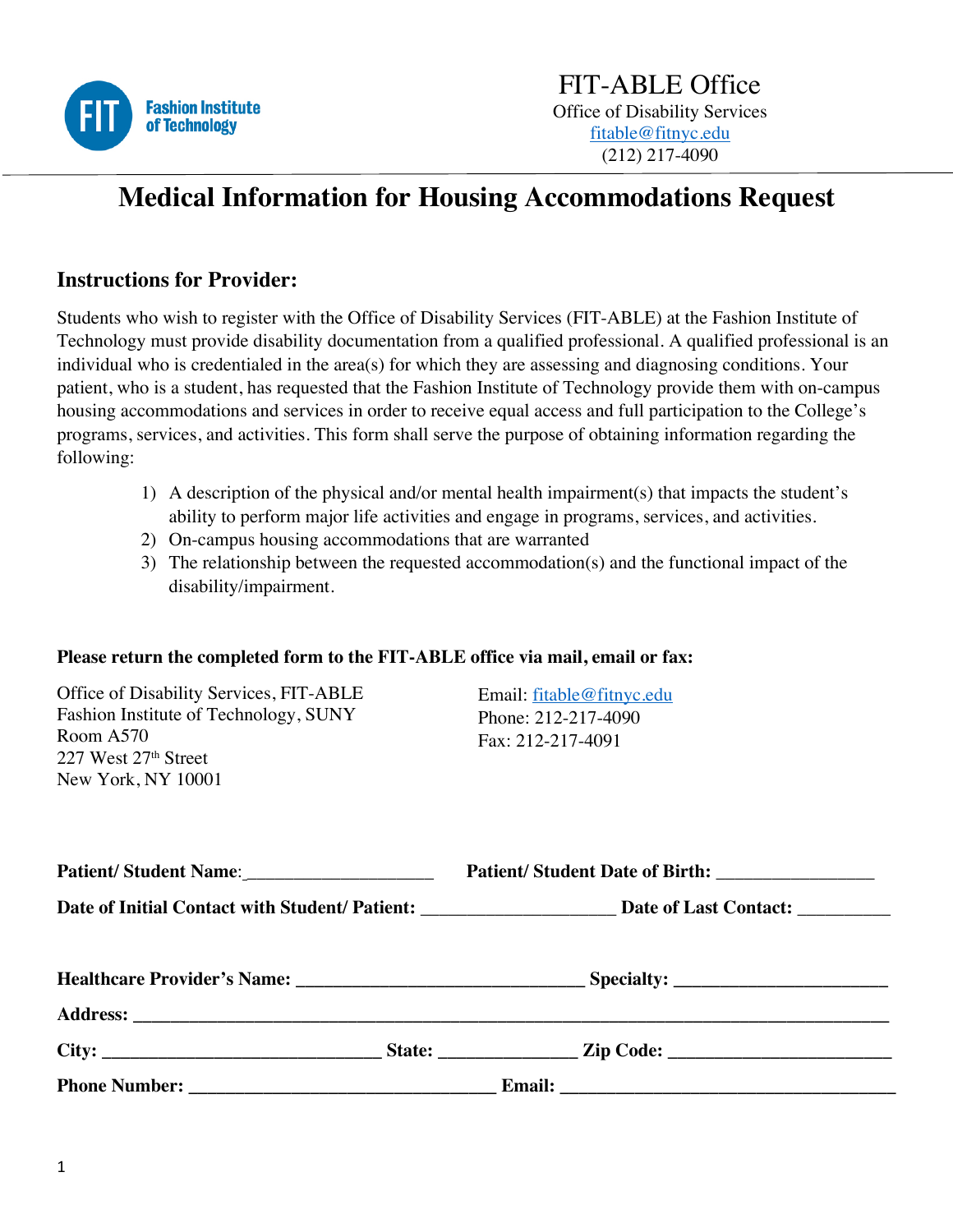Fashion Institute of Technology

**FIT-ABLE Office**
Office of Disability Services
fitable@fitnyc.edu
(212) 217-4090

# Medical Information for Housing Accommodations Request

## Instructions for Provider:

Students who wish to register with the Office of Disability Services (FIT-ABLE) at the Fashion Institute of Technology must provide disability documentation from a qualified professional. A qualified professional is an individual who is credentialed in the area(s) for which they are assessing and diagnosing conditions. Your patient, who is a student, has requested that the Fashion Institute of Technology provide them with on-campus housing accommodations and services in order to receive equal access and full participation to the College's programs, services, and activities. This form shall serve the purpose of obtaining information regarding the following:

1) A description of the physical and/or mental health impairment(s) that impacts the student's ability to perform major life activities and engage in programs, services, and activities.
2) On-campus housing accommodations that are warranted
3) The relationship between the requested accommodation(s) and the functional impact of the disability/impairment.

**Please return the completed form to the FIT-ABLE office via mail, email or fax:**

Office of Disability Services, FIT-ABLE
Fashion Institute of Technology, SUNY
Room A570
227 West 27th Street
New York, NY 10001

Email: fitable@fitnyc.edu
Phone: 212-217-4090
Fax: 212-217-4091

**Patient/ Student Name**:____________________ **Patient/ Student Date of Birth:** ________________

**Date of Initial Contact with Student/ Patient:** ____________________ **Date of Last Contact:** __________

**Healthcare Provider's Name:** ______________________________ **Specialty:** ______________________

**Address:** ________________________________________________________________________________

**City:** ______________________________ **State:** ______________ **Zip Code:** _______________________

**Phone Number:** ________________________________ **Email:** ___________________________________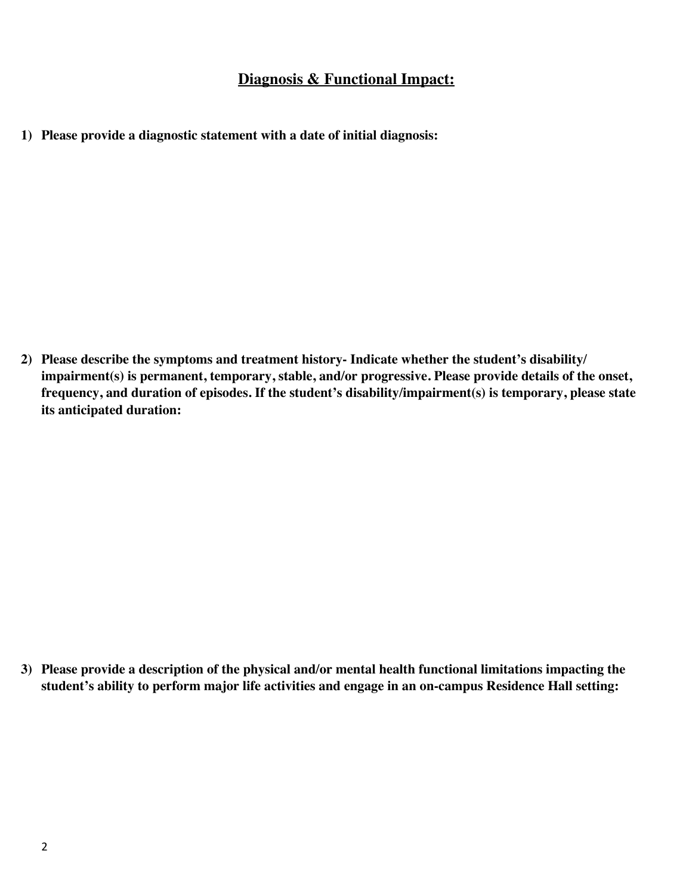## Diagnosis & Functional Impact:

1) **Please provide a diagnostic statement with a date of initial diagnosis:**

2) **Please describe the symptoms and treatment history- Indicate whether the student's disability/ impairment(s) is permanent, temporary, stable, and/or progressive. Please provide details of the onset, frequency, and duration of episodes. If the student's disability/impairment(s) is temporary, please state its anticipated duration:**

3) **Please provide a description of the physical and/or mental health functional limitations impacting the student's ability to perform major life activities and engage in an on-campus Residence Hall setting:**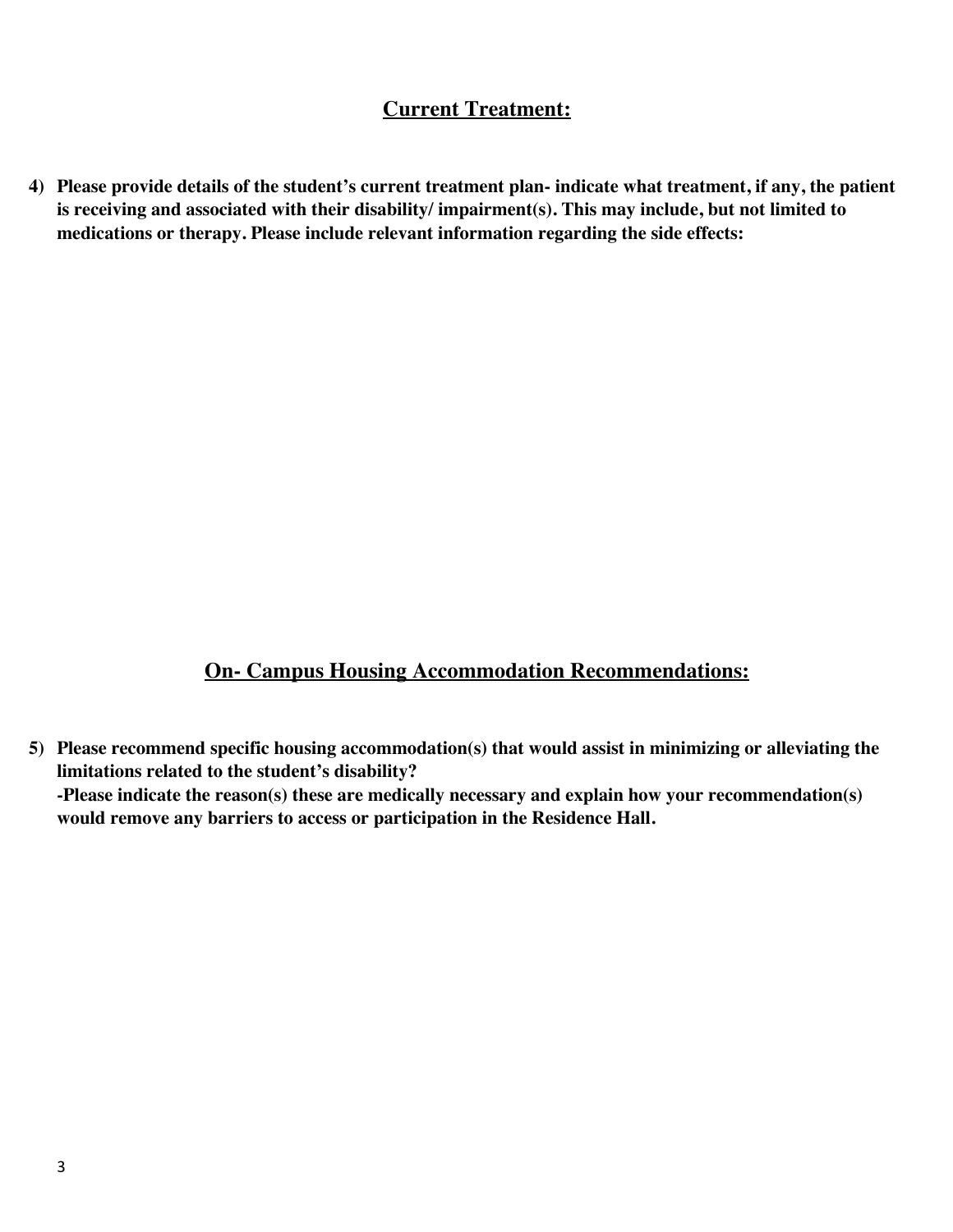## Current Treatment:

**4) Please provide details of the student's current treatment plan- indicate what treatment, if any, the patient is receiving and associated with their disability/ impairment(s). This may include, but not limited to medications or therapy. Please include relevant information regarding the side effects:**

## On- Campus Housing Accommodation Recommendations:

**5) Please recommend specific housing accommodation(s) that would assist in minimizing or alleviating the limitations related to the student's disability?**
**-Please indicate the reason(s) these are medically necessary and explain how your recommendation(s) would remove any barriers to access or participation in the Residence Hall.**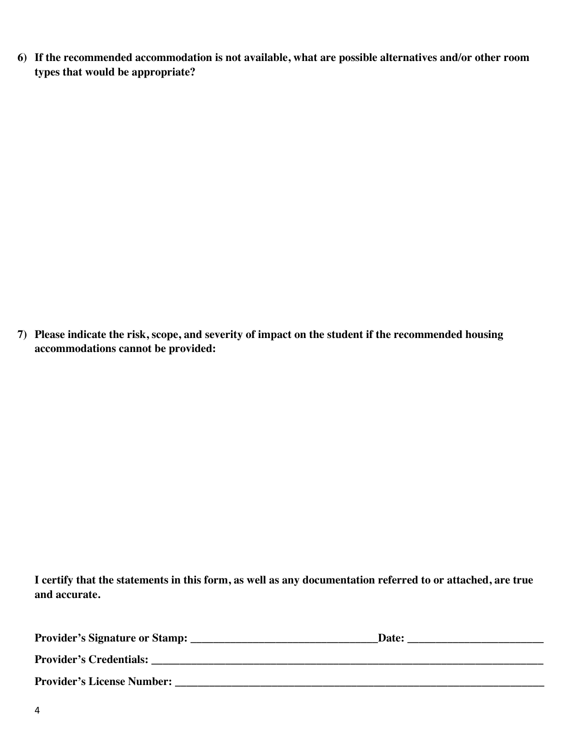**6) If the recommended accommodation is not available, what are possible alternatives and/or other room types that would be appropriate?**

**7) Please indicate the risk, scope, and severity of impact on the student if the recommended housing accommodations cannot be provided:**

**I certify that the statements in this form, as well as any documentation referred to or attached, are true and accurate.**

**Provider's Signature or Stamp: \_\_\_\_\_\_\_\_\_\_\_\_\_\_\_\_\_\_\_\_\_\_\_\_\_\_\_\_\_\_\_\_\_Date: \_\_\_\_\_\_\_\_\_\_\_\_\_\_\_\_\_\_\_\_\_\_\_\_**

**Provider's Credentials: \_\_\_\_\_\_\_\_\_\_\_\_\_\_\_\_\_\_\_\_\_\_\_\_\_\_\_\_\_\_\_\_\_\_\_\_\_\_\_\_\_\_\_\_\_\_\_\_\_\_\_\_\_\_\_\_\_\_\_\_\_\_\_\_\_\_\_\_\_\_\_\_**

**Provider's License Number: \_\_\_\_\_\_\_\_\_\_\_\_\_\_\_\_\_\_\_\_\_\_\_\_\_\_\_\_\_\_\_\_\_\_\_\_\_\_\_\_\_\_\_\_\_\_\_\_\_\_\_\_\_\_\_\_\_\_\_\_\_\_\_\_\_\_**